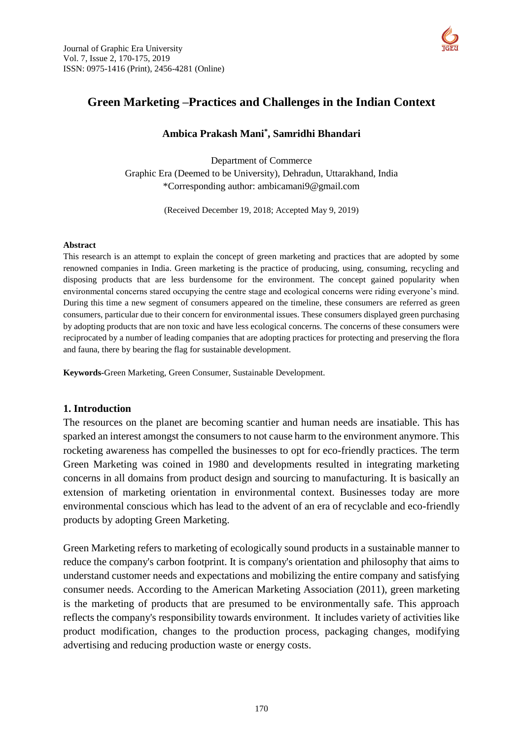Journal of Graphic Era University
Vol. 7, Issue 2, 170-175, 2019
ISSN: 0975-1416 (Print), 2456-4281 (Online)

# Green Marketing –Practices and Challenges in the Indian Context

**Ambica Prakash Mani*, Samridhi Bhandari**

Department of Commerce
Graphic Era (Deemed to be University), Dehradun, Uttarakhand, India
*Corresponding author: ambicamani9@gmail.com

(Received December 19, 2018; Accepted May 9, 2019)

**Abstract**

This research is an attempt to explain the concept of green marketing and practices that are adopted by some renowned companies in India. Green marketing is the practice of producing, using, consuming, recycling and disposing products that are less burdensome for the environment. The concept gained popularity when environmental concerns stared occupying the centre stage and ecological concerns were riding everyone's mind. During this time a new segment of consumers appeared on the timeline, these consumers are referred as green consumers, particular due to their concern for environmental issues. These consumers displayed green purchasing by adopting products that are non toxic and have less ecological concerns. The concerns of these consumers were reciprocated by a number of leading companies that are adopting practices for protecting and preserving the flora and fauna, there by bearing the flag for sustainable development.

**Keywords-**Green Marketing, Green Consumer, Sustainable Development.

## 1. Introduction

The resources on the planet are becoming scantier and human needs are insatiable. This has sparked an interest amongst the consumers to not cause harm to the environment anymore. This rocketing awareness has compelled the businesses to opt for eco-friendly practices. The term Green Marketing was coined in 1980 and developments resulted in integrating marketing concerns in all domains from product design and sourcing to manufacturing. It is basically an extension of marketing orientation in environmental context. Businesses today are more environmental conscious which has lead to the advent of an era of recyclable and eco-friendly products by adopting Green Marketing.

Green Marketing refers to marketing of ecologically sound products in a sustainable manner to reduce the company's carbon footprint. It is company's orientation and philosophy that aims to understand customer needs and expectations and mobilizing the entire company and satisfying consumer needs. According to the American Marketing Association (2011), green marketing is the marketing of products that are presumed to be environmentally safe. This approach reflects the company's responsibility towards environment. It includes variety of activities like product modification, changes to the production process, packaging changes, modifying advertising and reducing production waste or energy costs.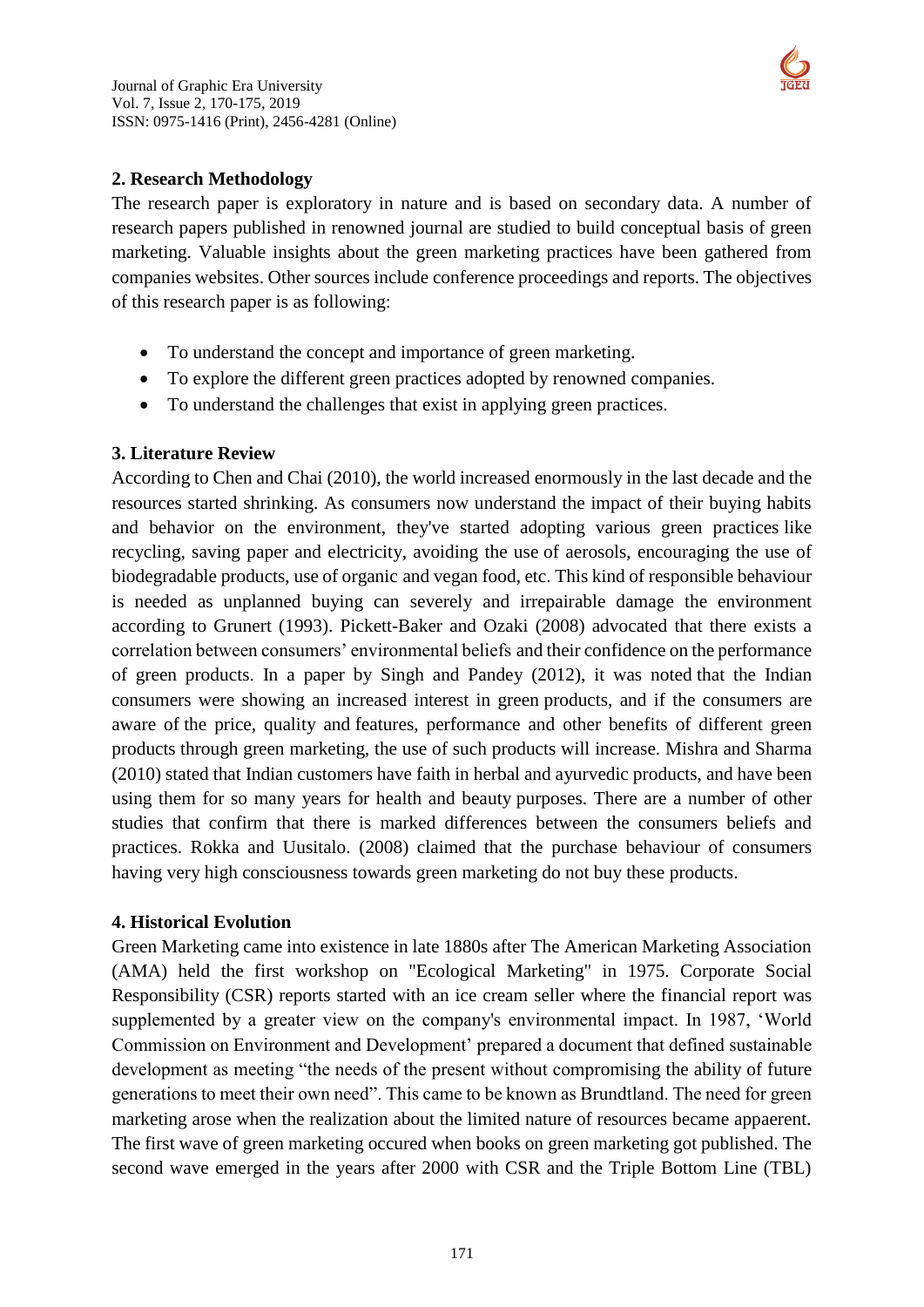## 2. Research Methodology

The research paper is exploratory in nature and is based on secondary data. A number of research papers published in renowned journal are studied to build conceptual basis of green marketing. Valuable insights about the green marketing practices have been gathered from companies websites. Other sources include conference proceedings and reports. The objectives of this research paper is as following:

- To understand the concept and importance of green marketing.
- To explore the different green practices adopted by renowned companies.
- To understand the challenges that exist in applying green practices.

## 3. Literature Review

According to Chen and Chai (2010), the world increased enormously in the last decade and the resources started shrinking. As consumers now understand the impact of their buying habits and behavior on the environment, they've started adopting various green practices like recycling, saving paper and electricity, avoiding the use of aerosols, encouraging the use of biodegradable products, use of organic and vegan food, etc. This kind of responsible behaviour is needed as unplanned buying can severely and irrepairable damage the environment according to Grunert (1993). Pickett-Baker and Ozaki (2008) advocated that there exists a correlation between consumers' environmental beliefs and their confidence on the performance of green products. In a paper by Singh and Pandey (2012), it was noted that the Indian consumers were showing an increased interest in green products, and if the consumers are aware of the price, quality and features, performance and other benefits of different green products through green marketing, the use of such products will increase. Mishra and Sharma (2010) stated that Indian customers have faith in herbal and ayurvedic products, and have been using them for so many years for health and beauty purposes. There are a number of other studies that confirm that there is marked differences between the consumers beliefs and practices. Rokka and Uusitalo. (2008) claimed that the purchase behaviour of consumers having very high consciousness towards green marketing do not buy these products.

## 4. Historical Evolution

Green Marketing came into existence in late 1880s after The American Marketing Association (AMA) held the first workshop on "Ecological Marketing" in 1975. Corporate Social Responsibility (CSR) reports started with an ice cream seller where the financial report was supplemented by a greater view on the company's environmental impact. In 1987, 'World Commission on Environment and Development' prepared a document that defined sustainable development as meeting "the needs of the present without compromising the ability of future generations to meet their own need". This came to be known as Brundtland. The need for green marketing arose when the realization about the limited nature of resources became appaerent. The first wave of green marketing occured when books on green marketing got published. The second wave emerged in the years after 2000 with CSR and the Triple Bottom Line (TBL)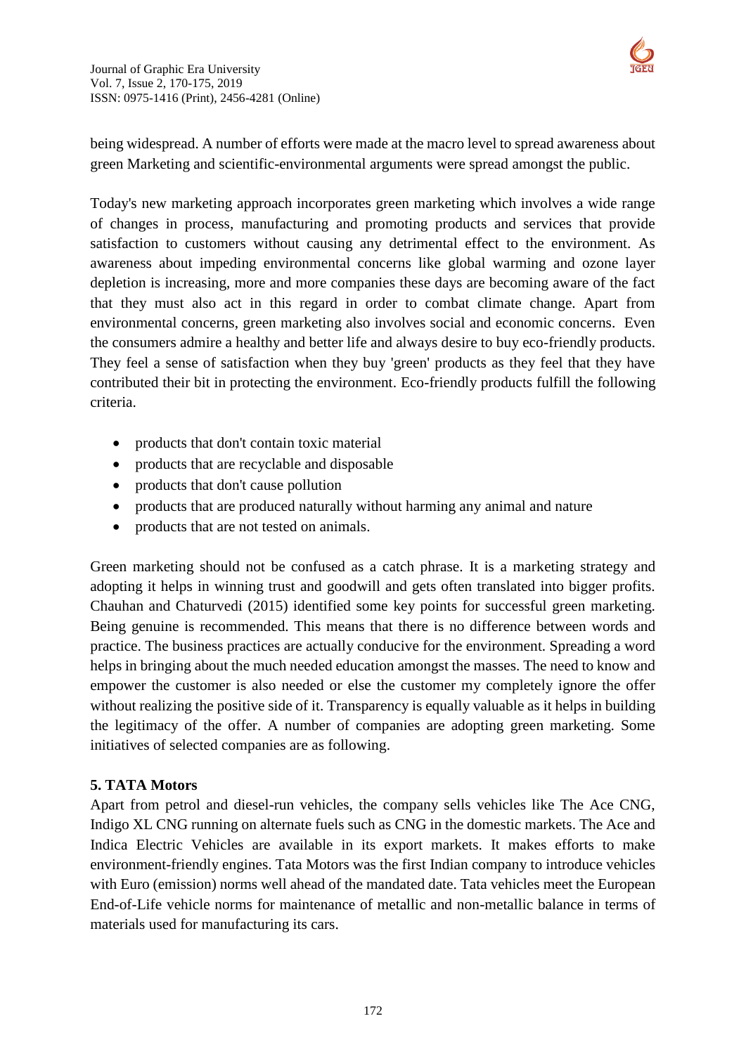being widespread. A number of efforts were made at the macro level to spread awareness about green Marketing and scientific-environmental arguments were spread amongst the public.

Today's new marketing approach incorporates green marketing which involves a wide range of changes in process, manufacturing and promoting products and services that provide satisfaction to customers without causing any detrimental effect to the environment. As awareness about impeding environmental concerns like global warming and ozone layer depletion is increasing, more and more companies these days are becoming aware of the fact that they must also act in this regard in order to combat climate change. Apart from environmental concerns, green marketing also involves social and economic concerns. Even the consumers admire a healthy and better life and always desire to buy eco-friendly products. They feel a sense of satisfaction when they buy 'green' products as they feel that they have contributed their bit in protecting the environment. Eco-friendly products fulfill the following criteria.

- products that don't contain toxic material
- products that are recyclable and disposable
- products that don't cause pollution
- products that are produced naturally without harming any animal and nature
- products that are not tested on animals.

Green marketing should not be confused as a catch phrase. It is a marketing strategy and adopting it helps in winning trust and goodwill and gets often translated into bigger profits. Chauhan and Chaturvedi (2015) identified some key points for successful green marketing. Being genuine is recommended. This means that there is no difference between words and practice. The business practices are actually conducive for the environment. Spreading a word helps in bringing about the much needed education amongst the masses. The need to know and empower the customer is also needed or else the customer my completely ignore the offer without realizing the positive side of it. Transparency is equally valuable as it helps in building the legitimacy of the offer. A number of companies are adopting green marketing. Some initiatives of selected companies are as following.

**5. TATA Motors**

Apart from petrol and diesel-run vehicles, the company sells vehicles like The Ace CNG, Indigo XL CNG running on alternate fuels such as CNG in the domestic markets. The Ace and Indica Electric Vehicles are available in its export markets. It makes efforts to make environment-friendly engines. Tata Motors was the first Indian company to introduce vehicles with Euro (emission) norms well ahead of the mandated date. Tata vehicles meet the European End-of-Life vehicle norms for maintenance of metallic and non-metallic balance in terms of materials used for manufacturing its cars.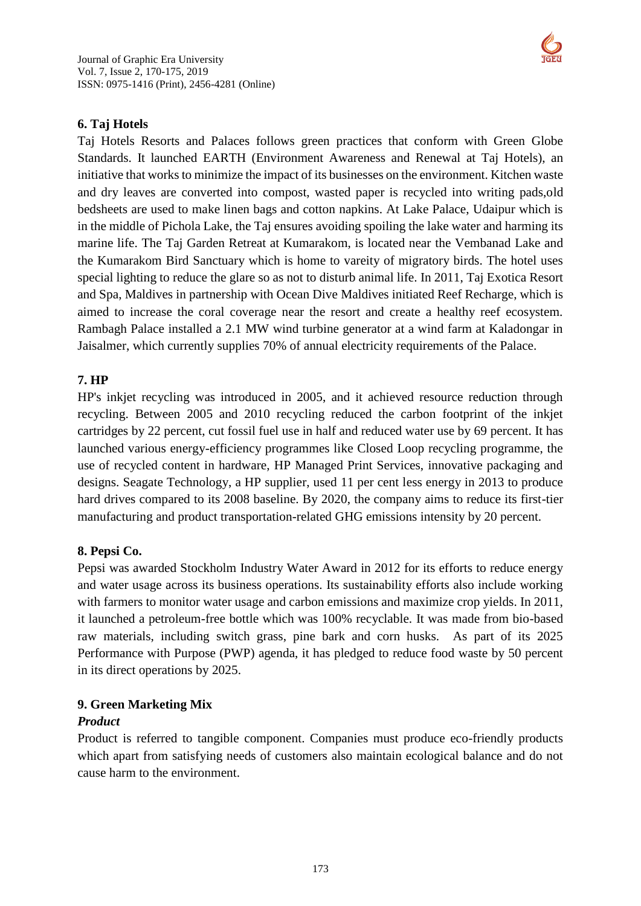## 6. Taj Hotels

Taj Hotels Resorts and Palaces follows green practices that conform with Green Globe Standards. It launched EARTH (Environment Awareness and Renewal at Taj Hotels), an initiative that works to minimize the impact of its businesses on the environment. Kitchen waste and dry leaves are converted into compost, wasted paper is recycled into writing pads,old bedsheets are used to make linen bags and cotton napkins. At Lake Palace, Udaipur which is in the middle of Pichola Lake, the Taj ensures avoiding spoiling the lake water and harming its marine life. The Taj Garden Retreat at Kumarakom, is located near the Vembanad Lake and the Kumarakom Bird Sanctuary which is home to vareity of migratory birds. The hotel uses special lighting to reduce the glare so as not to disturb animal life. In 2011, Taj Exotica Resort and Spa, Maldives in partnership with Ocean Dive Maldives initiated Reef Recharge, which is aimed to increase the coral coverage near the resort and create a healthy reef ecosystem. Rambagh Palace installed a 2.1 MW wind turbine generator at a wind farm at Kaladongar in Jaisalmer, which currently supplies 70% of annual electricity requirements of the Palace.

## 7. HP

HP's inkjet recycling was introduced in 2005, and it achieved resource reduction through recycling. Between 2005 and 2010 recycling reduced the carbon footprint of the inkjet cartridges by 22 percent, cut fossil fuel use in half and reduced water use by 69 percent. It has launched various energy-efficiency programmes like Closed Loop recycling programme, the use of recycled content in hardware, HP Managed Print Services, innovative packaging and designs. Seagate Technology, a HP supplier, used 11 per cent less energy in 2013 to produce hard drives compared to its 2008 baseline. By 2020, the company aims to reduce its first-tier manufacturing and product transportation-related GHG emissions intensity by 20 percent.

## 8. Pepsi Co.

Pepsi was awarded Stockholm Industry Water Award in 2012 for its efforts to reduce energy and water usage across its business operations. Its sustainability efforts also include working with farmers to monitor water usage and carbon emissions and maximize crop yields. In 2011, it launched a petroleum-free bottle which was 100% recyclable. It was made from bio-based raw materials, including switch grass, pine bark and corn husks. As part of its 2025 Performance with Purpose (PWP) agenda, it has pledged to reduce food waste by 50 percent in its direct operations by 2025.

## 9. Green Marketing Mix

***Product***

Product is referred to tangible component. Companies must produce eco-friendly products which apart from satisfying needs of customers also maintain ecological balance and do not cause harm to the environment.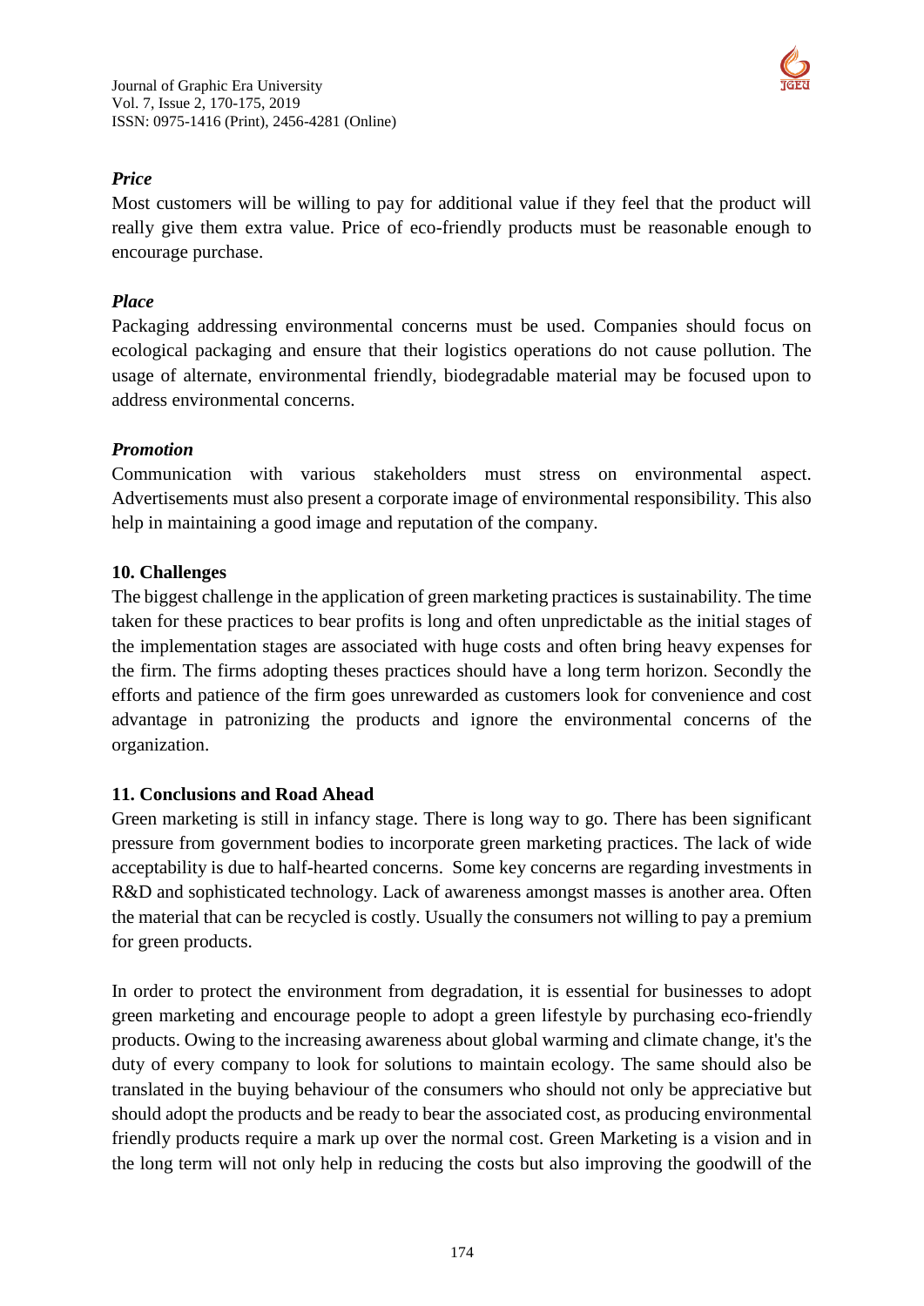***Price***

Most customers will be willing to pay for additional value if they feel that the product will really give them extra value. Price of eco-friendly products must be reasonable enough to encourage purchase.

***Place***

Packaging addressing environmental concerns must be used. Companies should focus on ecological packaging and ensure that their logistics operations do not cause pollution. The usage of alternate, environmental friendly, biodegradable material may be focused upon to address environmental concerns.

***Promotion***

Communication with various stakeholders must stress on environmental aspect. Advertisements must also present a corporate image of environmental responsibility. This also help in maintaining a good image and reputation of the company.

## 10. Challenges

The biggest challenge in the application of green marketing practices is sustainability. The time taken for these practices to bear profits is long and often unpredictable as the initial stages of the implementation stages are associated with huge costs and often bring heavy expenses for the firm. The firms adopting theses practices should have a long term horizon. Secondly the efforts and patience of the firm goes unrewarded as customers look for convenience and cost advantage in patronizing the products and ignore the environmental concerns of the organization.

## 11. Conclusions and Road Ahead

Green marketing is still in infancy stage. There is long way to go. There has been significant pressure from government bodies to incorporate green marketing practices. The lack of wide acceptability is due to half-hearted concerns. Some key concerns are regarding investments in R&D and sophisticated technology. Lack of awareness amongst masses is another area. Often the material that can be recycled is costly. Usually the consumers not willing to pay a premium for green products.

In order to protect the environment from degradation, it is essential for businesses to adopt green marketing and encourage people to adopt a green lifestyle by purchasing eco-friendly products. Owing to the increasing awareness about global warming and climate change, it's the duty of every company to look for solutions to maintain ecology. The same should also be translated in the buying behaviour of the consumers who should not only be appreciative but should adopt the products and be ready to bear the associated cost, as producing environmental friendly products require a mark up over the normal cost. Green Marketing is a vision and in the long term will not only help in reducing the costs but also improving the goodwill of the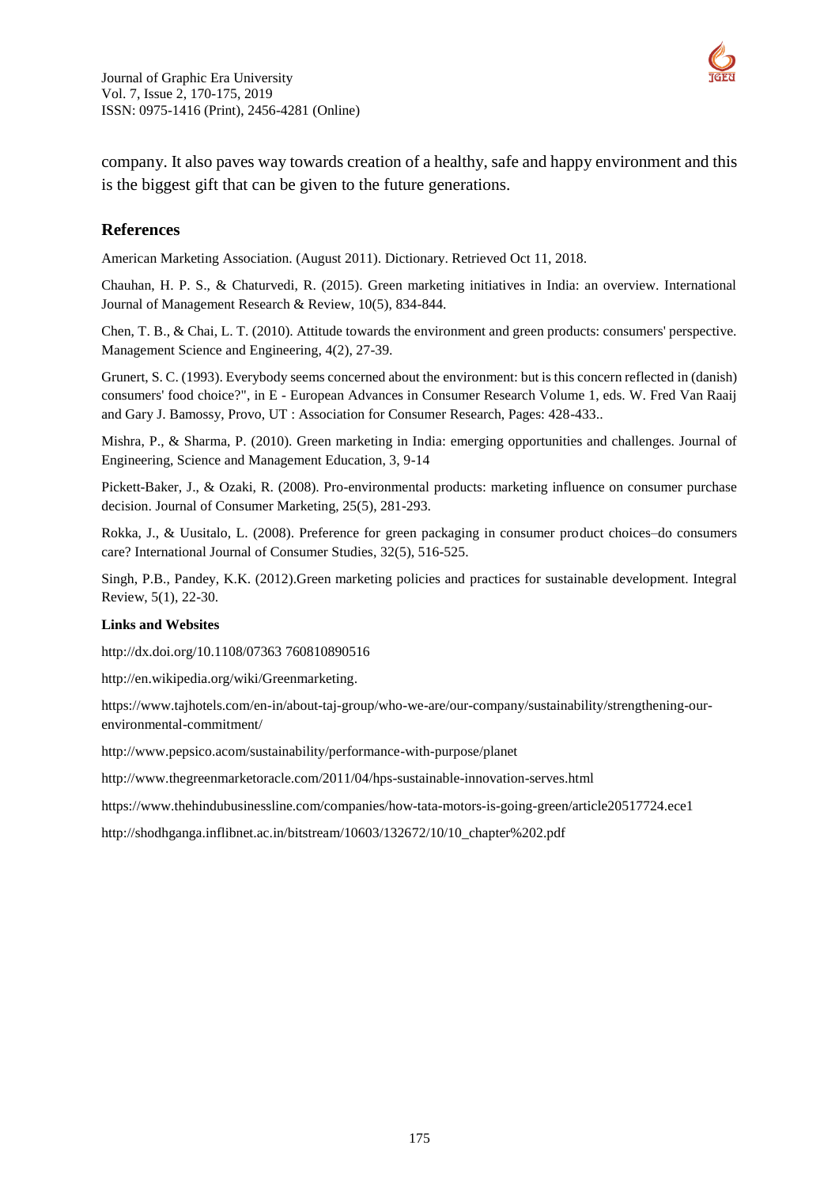company. It also paves way towards creation of a healthy, safe and happy environment and this is the biggest gift that can be given to the future generations.

## References

American Marketing Association. (August 2011). Dictionary. Retrieved Oct 11, 2018.

Chauhan, H. P. S., & Chaturvedi, R. (2015). Green marketing initiatives in India: an overview. International Journal of Management Research & Review, 10(5), 834-844.

Chen, T. B., & Chai, L. T. (2010). Attitude towards the environment and green products: consumers' perspective. Management Science and Engineering, 4(2), 27-39.

Grunert, S. C. (1993). Everybody seems concerned about the environment: but is this concern reflected in (danish) consumers' food choice?", in E - European Advances in Consumer Research Volume 1, eds. W. Fred Van Raaij and Gary J. Bamossy, Provo, UT : Association for Consumer Research, Pages: 428-433..

Mishra, P., & Sharma, P. (2010). Green marketing in India: emerging opportunities and challenges. Journal of Engineering, Science and Management Education, 3, 9-14

Pickett-Baker, J., & Ozaki, R. (2008). Pro-environmental products: marketing influence on consumer purchase decision. Journal of Consumer Marketing, 25(5), 281-293.

Rokka, J., & Uusitalo, L. (2008). Preference for green packaging in consumer product choices–do consumers care? International Journal of Consumer Studies, 32(5), 516-525.

Singh, P.B., Pandey, K.K. (2012).Green marketing policies and practices for sustainable development. Integral Review, 5(1), 22-30.

**Links and Websites**

http://dx.doi.org/10.1108/07363 760810890516

http://en.wikipedia.org/wiki/Greenmarketing.

https://www.tajhotels.com/en-in/about-taj-group/who-we-are/our-company/sustainability/strengthening-our-environmental-commitment/

http://www.pepsico.acom/sustainability/performance-with-purpose/planet

http://www.thegreenmarketoracle.com/2011/04/hps-sustainable-innovation-serves.html

https://www.thehindubusinessline.com/companies/how-tata-motors-is-going-green/article20517724.ece1

http://shodhganga.inflibnet.ac.in/bitstream/10603/132672/10/10_chapter%202.pdf